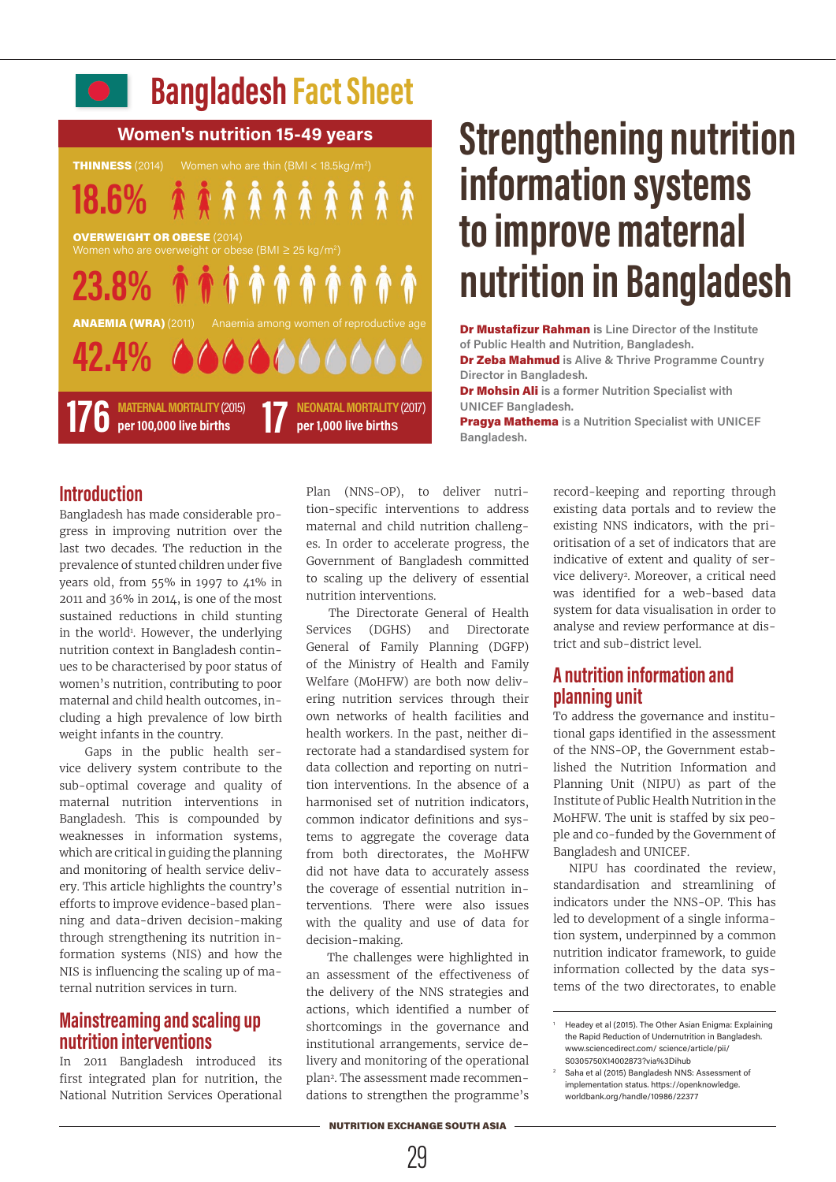# Bangladesh Fact Sheet

## Women's nutrition 15-49 years

**THINNESS** (2014) Women who are thin (BMI < 18.5kg/m²)

**18.6%**

**OVERWEIGHT OR OBESE** (2014)
Women who are overweight or obese (BMI ≥ 25 kg/m²)

**23.8%**

**ANAEMIA (WRA)** (2011) Anaemia among women of reproductive age

**42.4%**

**176** MATERNAL MORTALITY (2015) per 100,000 live births

**17** NEONATAL MORTALITY (2017) per 1,000 live births

# Strengthening nutrition information systems to improve maternal nutrition in Bangladesh

**Dr Mustafizur Rahman** is Line Director of the Institute of Public Health and Nutrition, Bangladesh.
**Dr Zeba Mahmud** is Alive & Thrive Programme Country Director in Bangladesh.
**Dr Mohsin Ali** is a former Nutrition Specialist with UNICEF Bangladesh.
**Pragya Mathema** is a Nutrition Specialist with UNICEF Bangladesh.

## Introduction

Bangladesh has made considerable progress in improving nutrition over the last two decades. The reduction in the prevalence of stunted children under five years old, from 55% in 1997 to 41% in 2011 and 36% in 2014, is one of the most sustained reductions in child stunting in the world[1]. However, the underlying nutrition context in Bangladesh continues to be characterised by poor status of women's nutrition, contributing to poor maternal and child health outcomes, including a high prevalence of low birth weight infants in the country.

Gaps in the public health service delivery system contribute to the sub-optimal coverage and quality of maternal nutrition interventions in Bangladesh. This is compounded by weaknesses in information systems, which are critical in guiding the planning and monitoring of health service delivery. This article highlights the country's efforts to improve evidence-based planning and data-driven decision-making through strengthening its nutrition information systems (NIS) and how the NIS is influencing the scaling up of maternal nutrition services in turn.

## Mainstreaming and scaling up nutrition interventions

In 2011 Bangladesh introduced its first integrated plan for nutrition, the National Nutrition Services Operational Plan (NNS-OP), to deliver nutrition-specific interventions to address maternal and child nutrition challenges. In order to accelerate progress, the Government of Bangladesh committed to scaling up the delivery of essential nutrition interventions.

The Directorate General of Health Services (DGHS) and Directorate General of Family Planning (DGFP) of the Ministry of Health and Family Welfare (MoHFW) are both now delivering nutrition services through their own networks of health facilities and health workers. In the past, neither directorate had a standardised system for data collection and reporting on nutrition interventions. In the absence of a harmonised set of nutrition indicators, common indicator definitions and systems to aggregate the coverage data from both directorates, the MoHFW did not have data to accurately assess the coverage of essential nutrition interventions. There were also issues with the quality and use of data for decision-making.

The challenges were highlighted in an assessment of the effectiveness of the delivery of the NNS strategies and actions, which identified a number of shortcomings in the governance and institutional arrangements, service delivery and monitoring of the operational plan[2]. The assessment made recommendations to strengthen the programme's record-keeping and reporting through existing data portals and to review the existing NNS indicators, with the prioritisation of a set of indicators that are indicative of extent and quality of service delivery[2]. Moreover, a critical need was identified for a web-based data system for data visualisation in order to analyse and review performance at district and sub-district level.

## A nutrition information and planning unit

To address the governance and institutional gaps identified in the assessment of the NNS-OP, the Government established the Nutrition Information and Planning Unit (NIPU) as part of the Institute of Public Health Nutrition in the MoHFW. The unit is staffed by six people and co-funded by the Government of Bangladesh and UNICEF.

NIPU has coordinated the review, standardisation and streamlining of indicators under the NNS-OP. This has led to development of a single information system, underpinned by a common nutrition indicator framework, to guide information collected by the data systems of the two directorates, to enable

---

[1] Headey et al (2015). The Other Asian Enigma: Explaining the Rapid Reduction of Undernutrition in Bangladesh. www.sciencedirect.com/ science/article/pii/ S0305750X14002873?via%3Dihub

[2] Saha et al (2015) Bangladesh NNS: Assessment of implementation status. https://openknowledge. worldbank.org/handle/10986/22377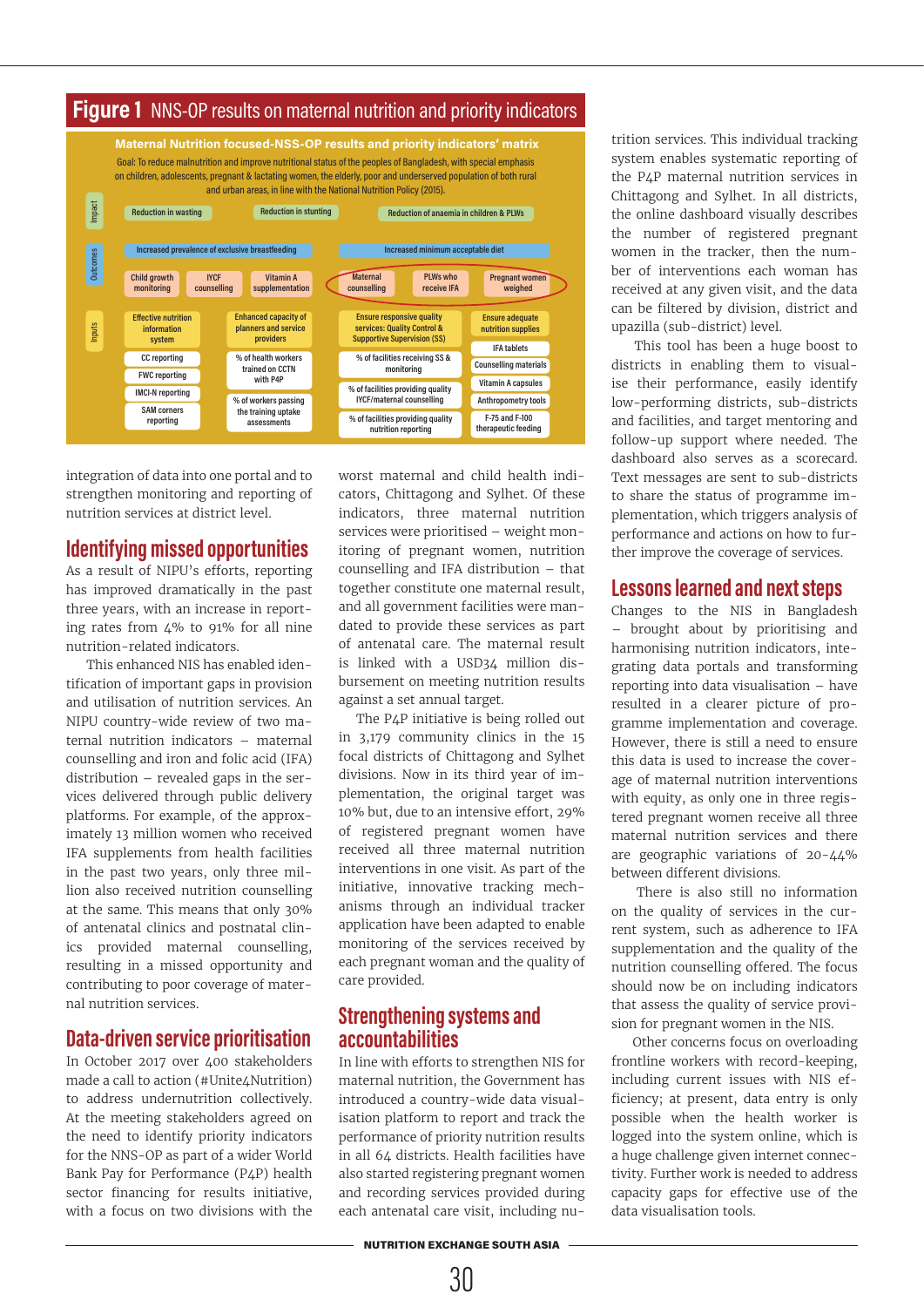## Figure 1 NNS-OP results on maternal nutrition and priority indicators

Maternal Nutrition focused-NSS-OP results and priority indicators' matrix

Goal: To reduce malnutrition and improve nutritional status of the peoples of Bangladesh, with special emphasis on children, adolescents, pregnant & lactating women, the elderly, poor and underserved population of both rural and urban areas, in line with the National Nutrition Policy (2015).

Impact

Reduction in wasting

Reduction in stunting

Reduction of anaemia in children & PLWs

Outcomes

Increased prevalence of exclusive breastfeeding

Increased minimum acceptable diet

Child growth monitoring

IYCF counselling

Vitamin A supplementation

Maternal counselling

PLWs who receive IFA

Pregnant women weighed

Inputs

Effective nutrition information system

CC reporting

FWC reporting

IMCI-N reporting

SAM corners reporting

Enhanced capacity of planners and service providers

% of health workers trained on CCTN with P4P

% of workers passing the training uptake assessments

Ensure responsive quality services: Quality Control & Supportive Supervision (SS)

% of facilities receiving SS & monitoring

% of facilities providing quality IYCF/maternal counselling

% of facilities providing quality nutrition reporting

Ensure adequate nutrition supplies

IFA tablets

Counselling materials

Vitamin A capsules

Anthropometry tools

F-75 and F-100 therapeutic feeding

integration of data into one portal and to strengthen monitoring and reporting of nutrition services at district level.

## Identifying missed opportunities

As a result of NIPU's efforts, reporting has improved dramatically in the past three years, with an increase in reporting rates from 4% to 91% for all nine nutrition-related indicators.

This enhanced NIS has enabled identification of important gaps in provision and utilisation of nutrition services. An NIPU country-wide review of two maternal nutrition indicators – maternal counselling and iron and folic acid (IFA) distribution – revealed gaps in the services delivered through public delivery platforms. For example, of the approximately 13 million women who received IFA supplements from health facilities in the past two years, only three million also received nutrition counselling at the same time. This means that only 30% of antenatal clinics and postnatal clinics provided maternal counselling, resulting in a missed opportunity and contributing to poor coverage of maternal nutrition services.

## Data-driven service prioritisation

In October 2017 over 400 stakeholders made a call to action (#Unite4Nutrition) to address undernutrition collectively. At the meeting stakeholders agreed on the need to identify priority indicators for the NNS-OP as part of a wider World Bank Pay for Performance (P4P) health sector financing for results initiative, with a focus on two divisions with the worst maternal and child health indicators, Chittagong and Sylhet. Of these indicators, three maternal nutrition services were prioritised – weight monitoring of pregnant women, nutrition counselling and IFA distribution – that together constitute one maternal result, and all government facilities were mandated to provide these services as part of antenatal care. The maternal result is linked with a USD34 million disbursement on meeting nutrition results against a set annual target.

The P4P initiative is being rolled out in 3,179 community clinics in the 15 focal districts of Chittagong and Sylhet divisions. Now in its third year of implementation, the original target was 10% but, due to an intensive effort, 29% of registered pregnant women have received all three maternal nutrition interventions in one visit. As part of the initiative, innovative tracking mechanisms through an individual tracker application have been adapted to enable monitoring of the services received by each pregnant woman and the quality of care provided.

## Strengthening systems and accountabilities

In line with efforts to strengthen NIS for maternal nutrition, the Government has introduced a country-wide data visualisation platform to report and track the performance of priority nutrition results in all 64 districts. Health facilities have also started registering pregnant women and recording services provided during each antenatal care visit, including nutrition services. This individual tracking system enables systematic reporting of the P4P maternal nutrition services in Chittagong and Sylhet. In all districts, the online dashboard visually describes the number of registered pregnant women in the tracker, then the number of interventions each woman has received at any given visit, and the data can be filtered by division, district and upazilla (sub-district) level.

This tool has been a huge boost to districts in enabling them to visualise their performance, easily identify low-performing districts, sub-districts and facilities, and target mentoring and follow-up support where needed. The dashboard also serves as a scorecard. Text messages are sent to sub-districts to share the status of programme implementation, which triggers analysis of performance and actions on how to further improve the coverage of services.

## Lessons learned and next steps

Changes to the NIS in Bangladesh – brought about by prioritising and harmonising nutrition indicators, integrating data portals and transforming reporting into data visualisation – have resulted in a clearer picture of programme implementation and coverage. However, there is still a need to ensure this data is used to increase the coverage of maternal nutrition interventions with equity, as only one in three registered pregnant women receive all three maternal nutrition services and there are geographic variations of 20-44% between different divisions.

There is also still no information on the quality of services in the current system, such as adherence to IFA supplementation and the quality of the nutrition counselling offered. The focus should now be on including indicators that assess the quality of service provision for pregnant women in the NIS.

Other concerns focus on overloading frontline workers with record-keeping, including current issues with NIS efficiency; at present, data entry is only possible when the health worker is logged into the system online, which is a huge challenge given internet connectivity. Further work is needed to address capacity gaps for effective use of the data visualisation tools.